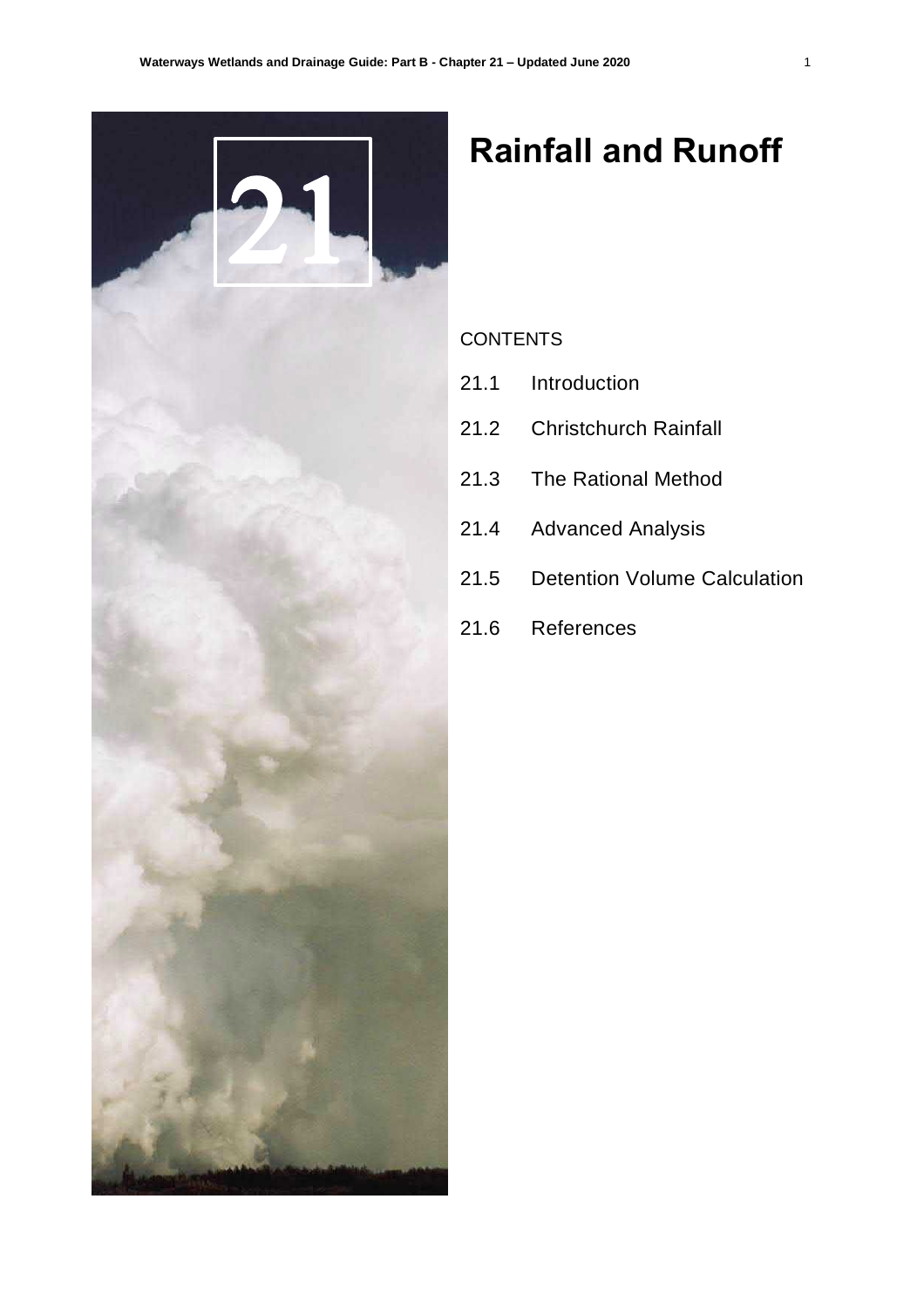# 21

# Rainfall and Runoff

CONTENTS

- 21.1 Introduction
- 21.2 Christchurch Rainfall
- 21.3 The Rational Method
- 21.4 Advanced Analysis
- 21.5 Detention Volume Calculation
- 21.6 References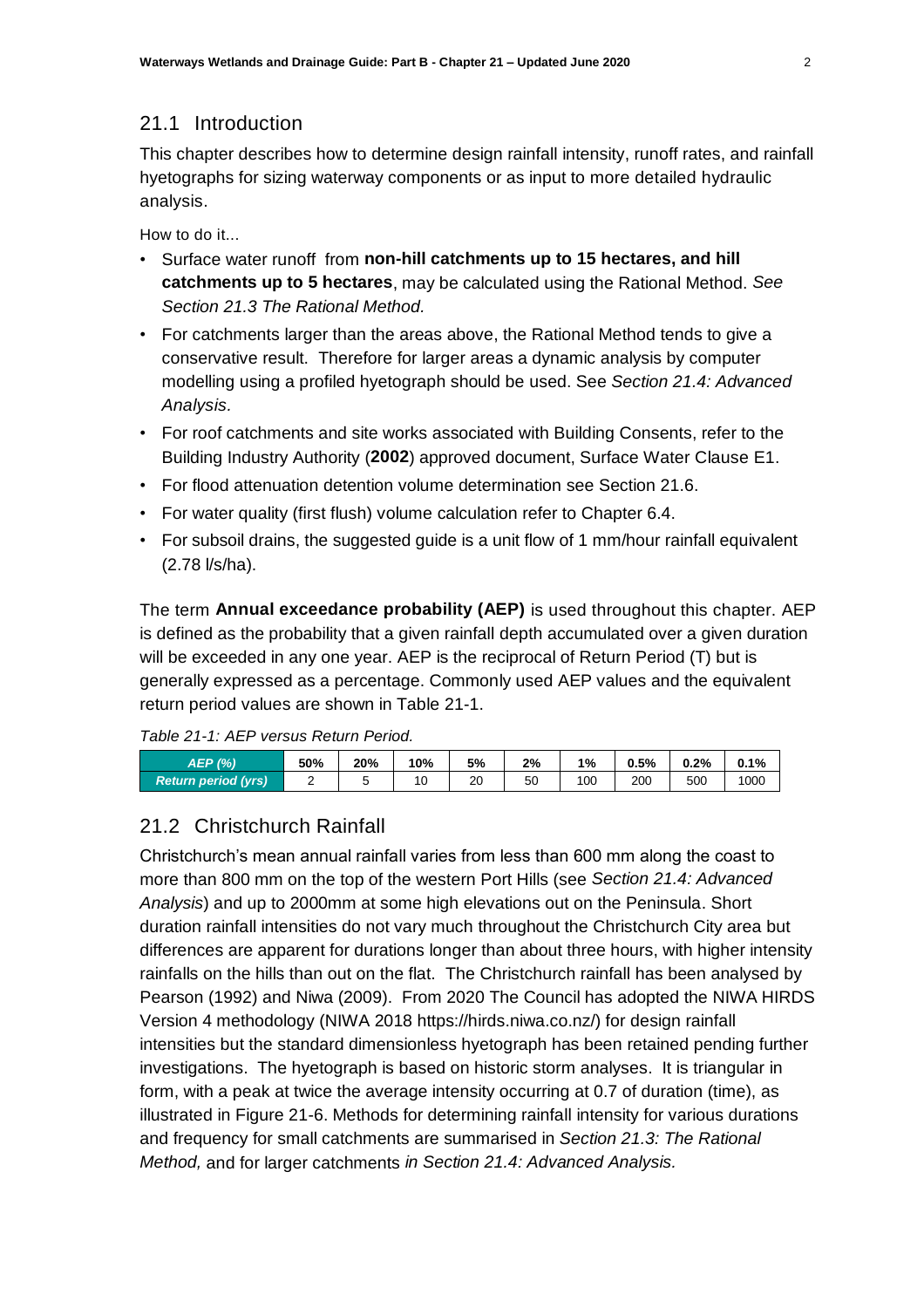## 21.1 Introduction

This chapter describes how to determine design rainfall intensity, runoff rates, and rainfall hyetographs for sizing waterway components or as input to more detailed hydraulic analysis.

How to do it...

- Surface water runoff from **non-hill catchments up to 15 hectares, and hill catchments up to 5 hectares**, may be calculated using the Rational Method. *See Section 21.3 The Rational Method.*
- For catchments larger than the areas above, the Rational Method tends to give a conservative result. Therefore for larger areas a dynamic analysis by computer modelling using a profiled hyetograph should be used. See *Section 21.4: Advanced Analysis.*
- For roof catchments and site works associated with Building Consents, refer to the Building Industry Authority (**2002**) approved document, Surface Water Clause E1.
- For flood attenuation detention volume determination see Section 21.6.
- For water quality (first flush) volume calculation refer to Chapter 6.4.
- For subsoil drains, the suggested guide is a unit flow of 1 mm/hour rainfall equivalent (2.78 l/s/ha).

The term **Annual exceedance probability (AEP)** is used throughout this chapter. AEP is defined as the probability that a given rainfall depth accumulated over a given duration will be exceeded in any one year. AEP is the reciprocal of Return Period (T) but is generally expressed as a percentage. Commonly used AEP values and the equivalent return period values are shown in Table 21-1.

*Table 21-1: AEP versus Return Period.*

| AEP (%) | 50% | 20% | 10% | 5% | 2% | 1% | 0.5% | 0.2% | 0.1% |
|---|---|---|---|---|---|---|---|---|---|
| Return period (yrs) | 2 | 5 | 10 | 20 | 50 | 100 | 200 | 500 | 1000 |

## 21.2 Christchurch Rainfall

Christchurch's mean annual rainfall varies from less than 600 mm along the coast to more than 800 mm on the top of the western Port Hills (see *Section 21.4: Advanced Analysis*) and up to 2000mm at some high elevations out on the Peninsula. Short duration rainfall intensities do not vary much throughout the Christchurch City area but differences are apparent for durations longer than about three hours, with higher intensity rainfalls on the hills than out on the flat. The Christchurch rainfall has been analysed by Pearson (1992) and Niwa (2009). From 2020 The Council has adopted the NIWA HIRDS Version 4 methodology (NIWA 2018 https://hirds.niwa.co.nz/) for design rainfall intensities but the standard dimensionless hyetograph has been retained pending further investigations. The hyetograph is based on historic storm analyses. It is triangular in form, with a peak at twice the average intensity occurring at 0.7 of duration (time), as illustrated in Figure 21-6. Methods for determining rainfall intensity for various durations and frequency for small catchments are summarised in *Section 21.3: The Rational Method,* and for larger catchments *in Section 21.4: Advanced Analysis.*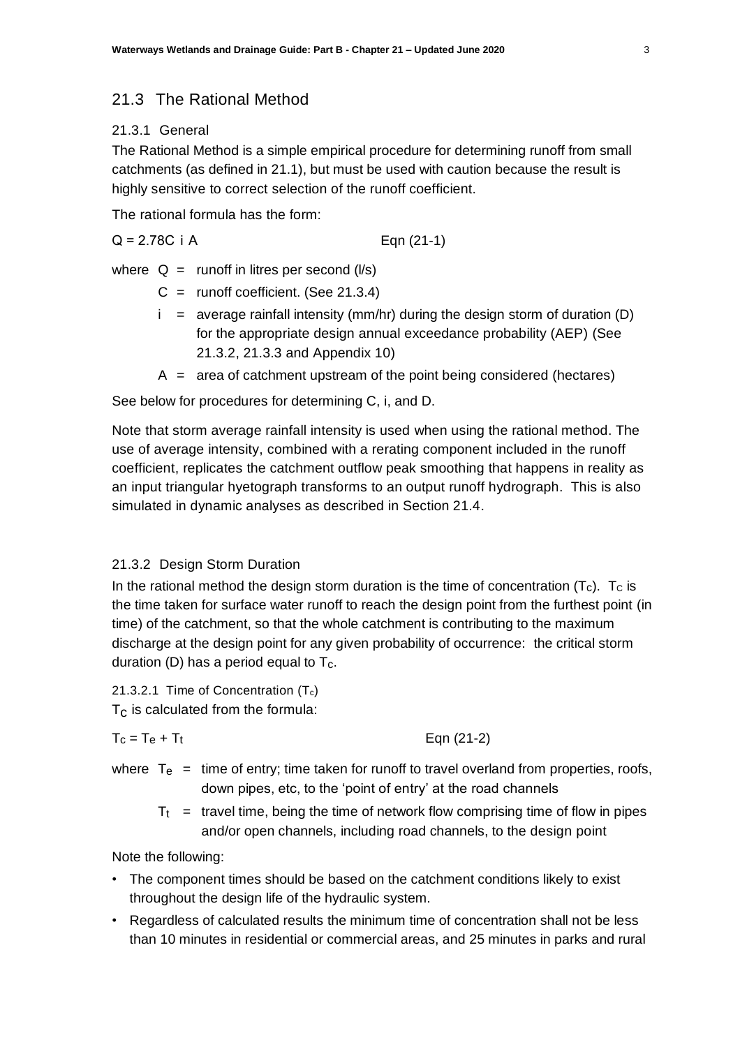## 21.3 The Rational Method

### 21.3.1 General

The Rational Method is a simple empirical procedure for determining runoff from small catchments (as defined in 21.1), but must be used with caution because the result is highly sensitive to correct selection of the runoff coefficient.

The rational formula has the form:

$$Q = 2.78C\ i\ A \qquad \text{Eqn (21-1)}$$

where $Q$ = runoff in litres per second (l/s)

$C$ = runoff coefficient. (See 21.3.4)

$i$ = average rainfall intensity (mm/hr) during the design storm of duration (D) for the appropriate design annual exceedance probability (AEP) (See 21.3.2, 21.3.3 and Appendix 10)

$A$ = area of catchment upstream of the point being considered (hectares)

See below for procedures for determining C, i, and D.

Note that storm average rainfall intensity is used when using the rational method. The use of average intensity, combined with a rerating component included in the runoff coefficient, replicates the catchment outflow peak smoothing that happens in reality as an input triangular hyetograph transforms to an output runoff hydrograph. This is also simulated in dynamic analyses as described in Section 21.4.

### 21.3.2 Design Storm Duration

In the rational method the design storm duration is the time of concentration ($T_C$). $T_C$ is the time taken for surface water runoff to reach the design point from the furthest point (in time) of the catchment, so that the whole catchment is contributing to the maximum discharge at the design point for any given probability of occurrence: the critical storm duration (D) has a period equal to $T_C$.

#### 21.3.2.1 Time of Concentration ($T_c$)

$T_C$ is calculated from the formula:

$$T_c = T_e + T_t \qquad \text{Eqn (21-2)}$$

where $T_e$ = time of entry; time taken for runoff to travel overland from properties, roofs, down pipes, etc, to the 'point of entry' at the road channels

$T_t$ = travel time, being the time of network flow comprising time of flow in pipes and/or open channels, including road channels, to the design point

Note the following:

- The component times should be based on the catchment conditions likely to exist throughout the design life of the hydraulic system.
- Regardless of calculated results the minimum time of concentration shall not be less than 10 minutes in residential or commercial areas, and 25 minutes in parks and rural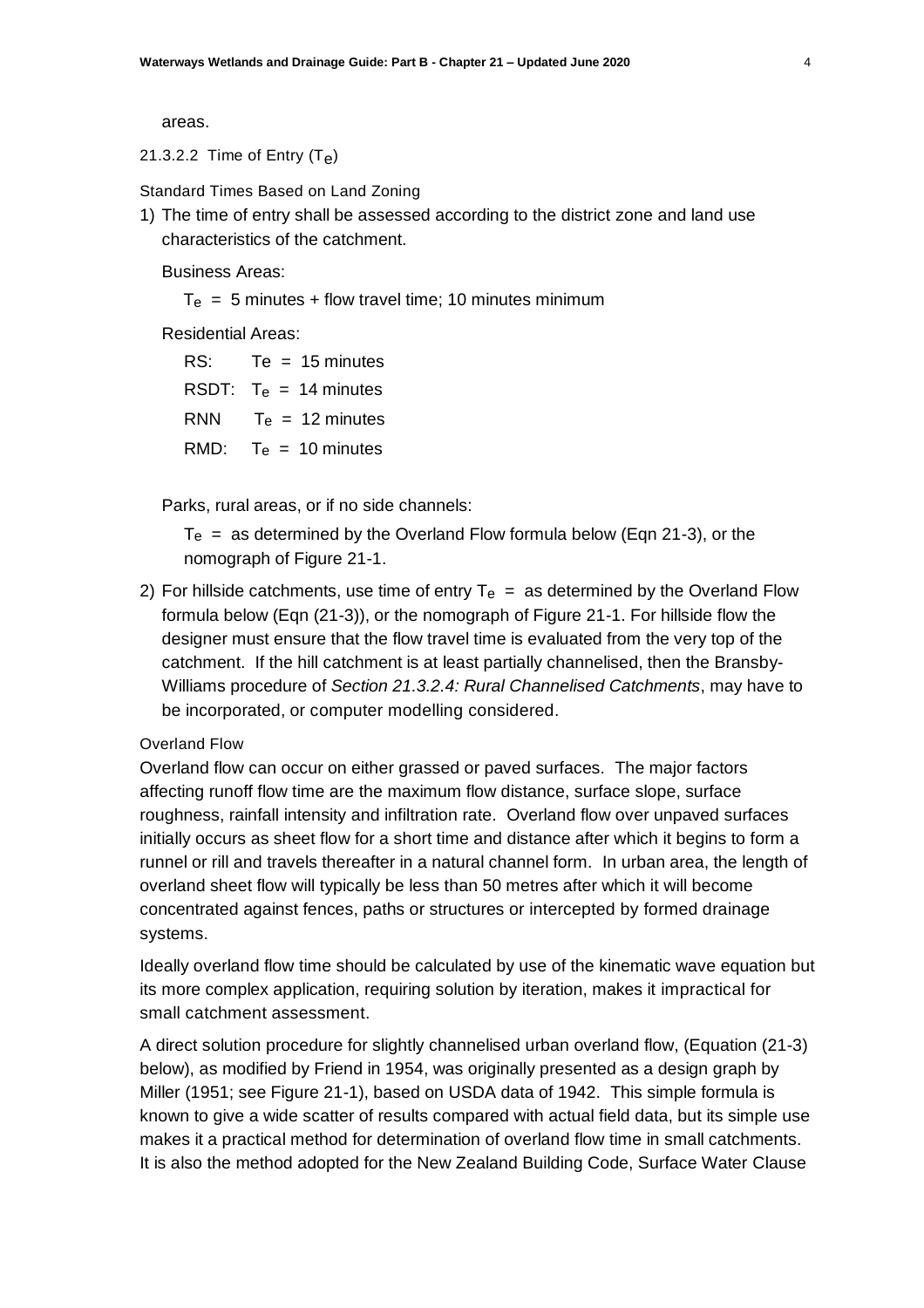areas.

#### 21.3.2.2 Time of Entry ($T_e$)

Standard Times Based on Land Zoning

1) The time of entry shall be assessed according to the district zone and land use characteristics of the catchment.

   Business Areas:

   $T_e$ = 5 minutes + flow travel time; 10 minutes minimum

   Residential Areas:

   RS: $T_e$ = 15 minutes

   RSDT: $T_e$ = 14 minutes

   RNN $T_e$ = 12 minutes

   RMD: $T_e$ = 10 minutes

   Parks, rural areas, or if no side channels:

   $T_e$ = as determined by the Overland Flow formula below (Eqn 21-3), or the nomograph of Figure 21-1.

2) For hillside catchments, use time of entry $T_e$ = as determined by the Overland Flow formula below (Eqn (21-3)), or the nomograph of Figure 21-1. For hillside flow the designer must ensure that the flow travel time is evaluated from the very top of the catchment. If the hill catchment is at least partially channelised, then the Bransby-Williams procedure of *Section 21.3.2.4: Rural Channelised Catchments*, may have to be incorporated, or computer modelling considered.

Overland Flow

Overland flow can occur on either grassed or paved surfaces. The major factors affecting runoff flow time are the maximum flow distance, surface slope, surface roughness, rainfall intensity and infiltration rate. Overland flow over unpaved surfaces initially occurs as sheet flow for a short time and distance after which it begins to form a runnel or rill and travels thereafter in a natural channel form. In urban area, the length of overland sheet flow will typically be less than 50 metres after which it will become concentrated against fences, paths or structures or intercepted by formed drainage systems.

Ideally overland flow time should be calculated by use of the kinematic wave equation but its more complex application, requiring solution by iteration, makes it impractical for small catchment assessment.

A direct solution procedure for slightly channelised urban overland flow, (Equation (21-3) below), as modified by Friend in 1954, was originally presented as a design graph by Miller (1951; see Figure 21-1), based on USDA data of 1942. This simple formula is known to give a wide scatter of results compared with actual field data, but its simple use makes it a practical method for determination of overland flow time in small catchments. It is also the method adopted for the New Zealand Building Code, Surface Water Clause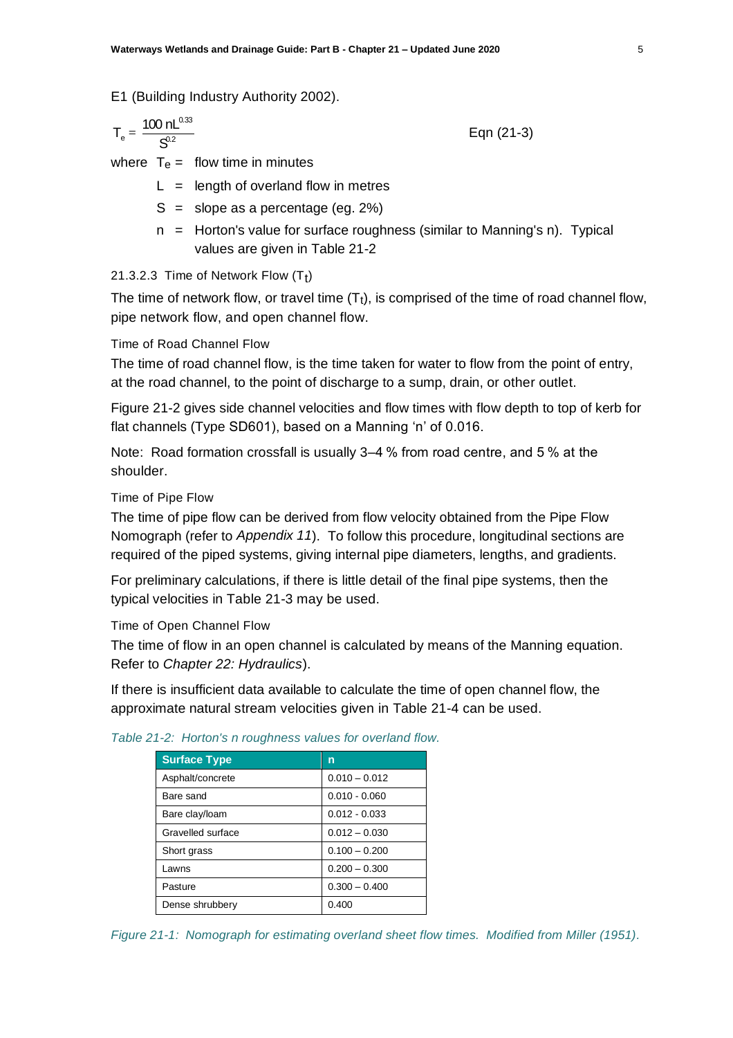E1 (Building Industry Authority 2002).

$$T_e = \frac{100\, nL^{0.33}}{S^{0.2}} \qquad \text{Eqn (21-3)}$$

where $T_e$ = flow time in minutes

$L$ = length of overland flow in metres

$S$ = slope as a percentage (eg. 2%)

$n$ = Horton's value for surface roughness (similar to Manning's n). Typical values are given in Table 21-2

#### 21.3.2.3 Time of Network Flow ($T_t$)

The time of network flow, or travel time ($T_t$), is comprised of the time of road channel flow, pipe network flow, and open channel flow.

##### Time of Road Channel Flow

The time of road channel flow, is the time taken for water to flow from the point of entry, at the road channel, to the point of discharge to a sump, drain, or other outlet.

Figure 21-2 gives side channel velocities and flow times with flow depth to top of kerb for flat channels (Type SD601), based on a Manning 'n' of 0.016.

Note: Road formation crossfall is usually 3–4 % from road centre, and 5 % at the shoulder.

##### Time of Pipe Flow

The time of pipe flow can be derived from flow velocity obtained from the Pipe Flow Nomograph (refer to *Appendix 11*). To follow this procedure, longitudinal sections are required of the piped systems, giving internal pipe diameters, lengths, and gradients.

For preliminary calculations, if there is little detail of the final pipe systems, then the typical velocities in Table 21-3 may be used.

##### Time of Open Channel Flow

The time of flow in an open channel is calculated by means of the Manning equation. Refer to *Chapter 22: Hydraulics*).

If there is insufficient data available to calculate the time of open channel flow, the approximate natural stream velocities given in Table 21-4 can be used.

*Table 21-2: Horton's n roughness values for overland flow.*

| Surface Type | n |
|---|---|
| Asphalt/concrete | 0.010 – 0.012 |
| Bare sand | 0.010 - 0.060 |
| Bare clay/loam | 0.012 - 0.033 |
| Gravelled surface | 0.012 – 0.030 |
| Short grass | 0.100 – 0.200 |
| Lawns | 0.200 – 0.300 |
| Pasture | 0.300 – 0.400 |
| Dense shrubbery | 0.400 |

*Figure 21-1: Nomograph for estimating overland sheet flow times. Modified from Miller (1951).*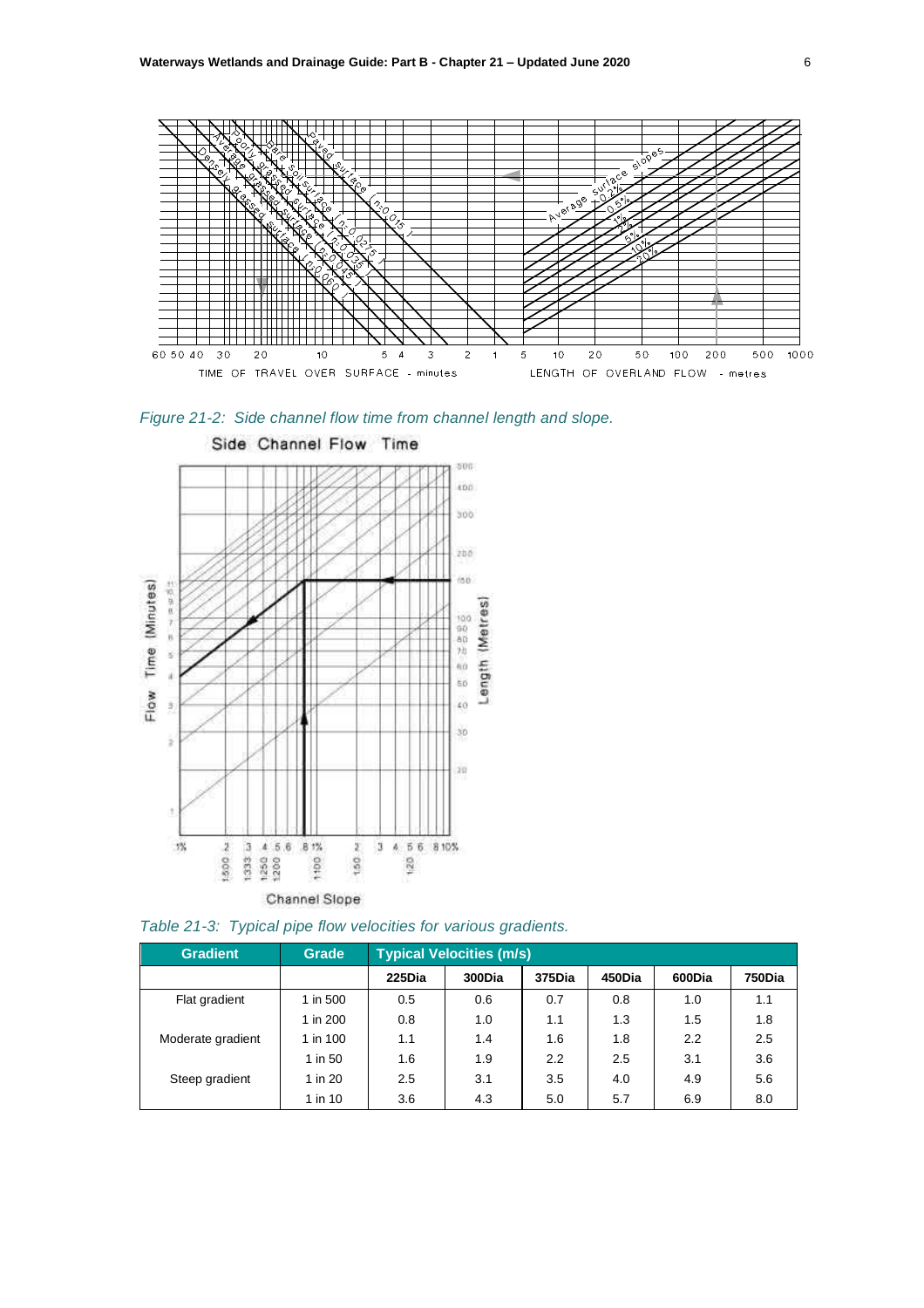*Figure 21-2: Side channel flow time from channel length and slope.*

*Table 21-3: Typical pipe flow velocities for various gradients.*

| Gradient | Grade | Typical Velocities (m/s) | | | | | |
|---|---|---|---|---|---|---|---|
| | | 225Dia | 300Dia | 375Dia | 450Dia | 600Dia | 750Dia |
| Flat gradient | 1 in 500 | 0.5 | 0.6 | 0.7 | 0.8 | 1.0 | 1.1 |
| | 1 in 200 | 0.8 | 1.0 | 1.1 | 1.3 | 1.5 | 1.8 |
| Moderate gradient | 1 in 100 | 1.1 | 1.4 | 1.6 | 1.8 | 2.2 | 2.5 |
| | 1 in 50 | 1.6 | 1.9 | 2.2 | 2.5 | 3.1 | 3.6 |
| Steep gradient | 1 in 20 | 2.5 | 3.1 | 3.5 | 4.0 | 4.9 | 5.6 |
| | 1 in 10 | 3.6 | 4.3 | 5.0 | 5.7 | 6.9 | 8.0 |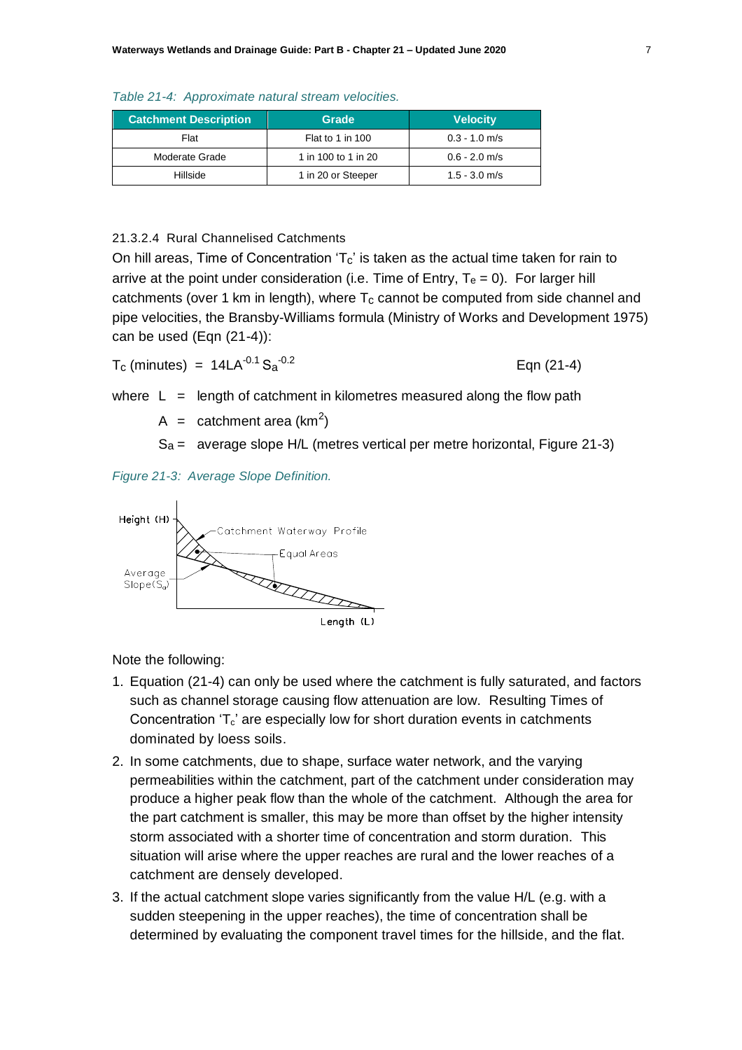*Table 21-4: Approximate natural stream velocities.*

| Catchment Description | Grade | Velocity |
| --- | --- | --- |
| Flat | Flat to 1 in 100 | 0.3 - 1.0 m/s |
| Moderate Grade | 1 in 100 to 1 in 20 | 0.6 - 2.0 m/s |
| Hillside | 1 in 20 or Steeper | 1.5 - 3.0 m/s |

#### 21.3.2.4 Rural Channelised Catchments

On hill areas, Time of Concentration '$T_c$' is taken as the actual time taken for rain to arrive at the point under consideration (i.e. Time of Entry, $T_e = 0$). For larger hill catchments (over 1 km in length), where $T_c$ cannot be computed from side channel and pipe velocities, the Bransby-Williams formula (Ministry of Works and Development 1975) can be used (Eqn (21-4)):

$$T_c \text{ (minutes)} = 14LA^{-0.1}\,S_a^{-0.2} \qquad \text{Eqn (21-4)}$$

where $L$ = length of catchment in kilometres measured along the flow path

$A$ = catchment area ($km^2$)

$S_a$ = average slope H/L (metres vertical per metre horizontal, Figure 21-3)

*Figure 21-3: Average Slope Definition.*

Note the following:

1. Equation (21-4) can only be used where the catchment is fully saturated, and factors such as channel storage causing flow attenuation are low. Resulting Times of Concentration '$T_c$' are especially low for short duration events in catchments dominated by loess soils.
2. In some catchments, due to shape, surface water network, and the varying permeabilities within the catchment, part of the catchment under consideration may produce a higher peak flow than the whole of the catchment. Although the area for the part catchment is smaller, this may be more than offset by the higher intensity storm associated with a shorter time of concentration and storm duration. This situation will arise where the upper reaches are rural and the lower reaches of a catchment are densely developed.
3. If the actual catchment slope varies significantly from the value H/L (e.g. with a sudden steepening in the upper reaches), the time of concentration shall be determined by evaluating the component travel times for the hillside, and the flat.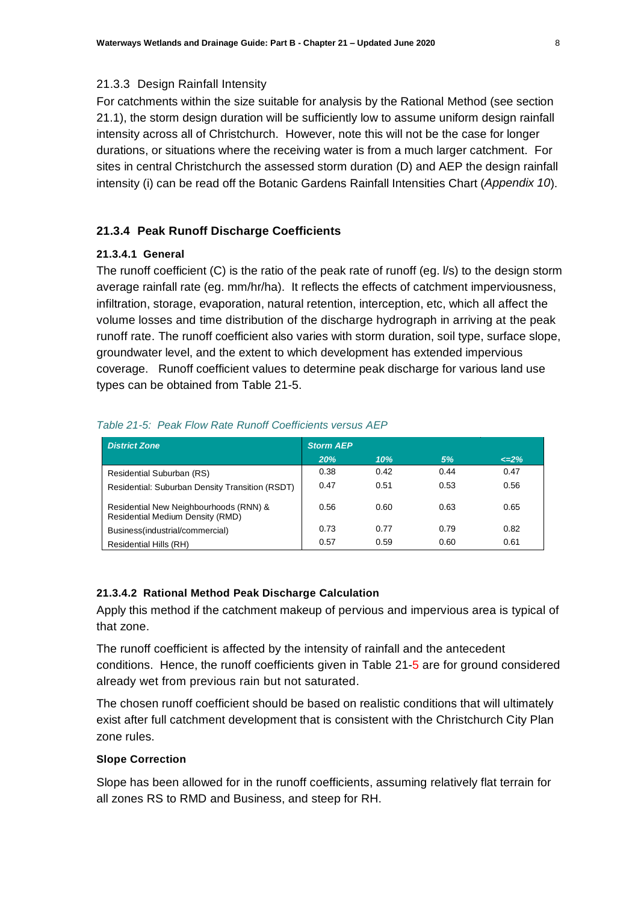### 21.3.3 Design Rainfall Intensity

For catchments within the size suitable for analysis by the Rational Method (see section 21.1), the storm design duration will be sufficiently low to assume uniform design rainfall intensity across all of Christchurch. However, note this will not be the case for longer durations, or situations where the receiving water is from a much larger catchment. For sites in central Christchurch the assessed storm duration (D) and AEP the design rainfall intensity (i) can be read off the Botanic Gardens Rainfall Intensities Chart (*Appendix 10*).

### 21.3.4 Peak Runoff Discharge Coefficients

#### 21.3.4.1 General

The runoff coefficient (C) is the ratio of the peak rate of runoff (eg. l/s) to the design storm average rainfall rate (eg. mm/hr/ha). It reflects the effects of catchment imperviousness, infiltration, storage, evaporation, natural retention, interception, etc, which all affect the volume losses and time distribution of the discharge hydrograph in arriving at the peak runoff rate. The runoff coefficient also varies with storm duration, soil type, surface slope, groundwater level, and the extent to which development has extended impervious coverage. Runoff coefficient values to determine peak discharge for various land use types can be obtained from Table 21-5.

*Table 21-5: Peak Flow Rate Runoff Coefficients versus AEP*

| District Zone | Storm AEP | | | |
|---|---|---|---|---|
| | 20% | 10% | 5% | <=2% |
| Residential Suburban (RS) | 0.38 | 0.42 | 0.44 | 0.47 |
| Residential: Suburban Density Transition (RSDT) | 0.47 | 0.51 | 0.53 | 0.56 |
| Residential New Neighbourhoods (RNN) & Residential Medium Density (RMD) | 0.56 | 0.60 | 0.63 | 0.65 |
| Business(industrial/commercial) | 0.73 | 0.77 | 0.79 | 0.82 |
| Residential Hills (RH) | 0.57 | 0.59 | 0.60 | 0.61 |

#### 21.3.4.2 Rational Method Peak Discharge Calculation

Apply this method if the catchment makeup of pervious and impervious area is typical of that zone.

The runoff coefficient is affected by the intensity of rainfall and the antecedent conditions. Hence, the runoff coefficients given in Table 21-5 are for ground considered already wet from previous rain but not saturated.

The chosen runoff coefficient should be based on realistic conditions that will ultimately exist after full catchment development that is consistent with the Christchurch City Plan zone rules.

**Slope Correction**

Slope has been allowed for in the runoff coefficients, assuming relatively flat terrain for all zones RS to RMD and Business, and steep for RH.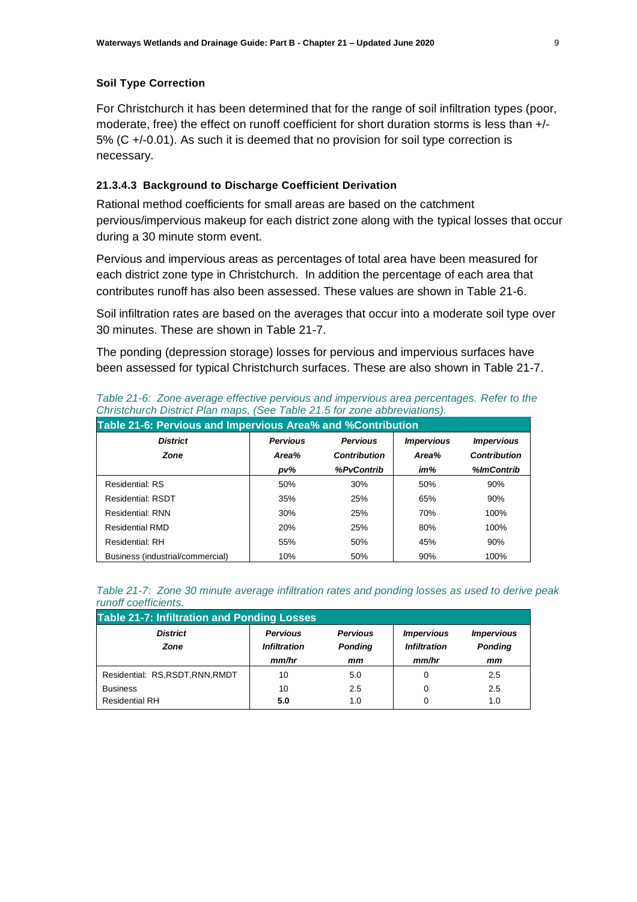**Soil Type Correction**

For Christchurch it has been determined that for the range of soil infiltration types (poor, moderate, free) the effect on runoff coefficient for short duration storms is less than +/- 5% (C +/-0.01). As such it is deemed that no provision for soil type correction is necessary.

#### 21.3.4.3 Background to Discharge Coefficient Derivation

Rational method coefficients for small areas are based on the catchment pervious/impervious makeup for each district zone along with the typical losses that occur during a 30 minute storm event.

Pervious and impervious areas as percentages of total area have been measured for each district zone type in Christchurch. In addition the percentage of each area that contributes runoff has also been assessed. These values are shown in Table 21-6.

Soil infiltration rates are based on the averages that occur into a moderate soil type over 30 minutes. These are shown in Table 21-7.

The ponding (depression storage) losses for pervious and impervious surfaces have been assessed for typical Christchurch surfaces. These are also shown in Table 21-7.

*Table 21-6: Zone average effective pervious and impervious area percentages. Refer to the Christchurch District Plan maps, (See Table 21.5 for zone abbreviations).*

**Table 21-6: Pervious and Impervious Area% and %Contribution**

| *District Zone* | *Pervious Area% pv%* | *Pervious Contribution %PvContrib* | *Impervious Area% im%* | *Impervious Contribution %ImContrib* |
|---|---|---|---|---|
| Residential: RS | 50% | 30% | 50% | 90% |
| Residential: RSDT | 35% | 25% | 65% | 90% |
| Residential: RNN | 30% | 25% | 70% | 100% |
| Residential RMD | 20% | 25% | 80% | 100% |
| Residential: RH | 55% | 50% | 45% | 90% |
| Business (industrial/commercial) | 10% | 50% | 90% | 100% |

*Table 21-7: Zone 30 minute average infiltration rates and ponding losses as used to derive peak runoff coefficients.*

**Table 21-7: Infiltration and Ponding Losses**

| *District Zone* | *Pervious Infiltration mm/hr* | *Pervious Ponding mm* | *Impervious Infiltration mm/hr* | *Impervious Ponding mm* |
|---|---|---|---|---|
| Residential: RS,RSDT,RNN,RMDT | 10 | 5.0 | 0 | 2.5 |
| Business | 10 | 2.5 | 0 | 2.5 |
| Residential RH | **5.0** | 1.0 | 0 | 1.0 |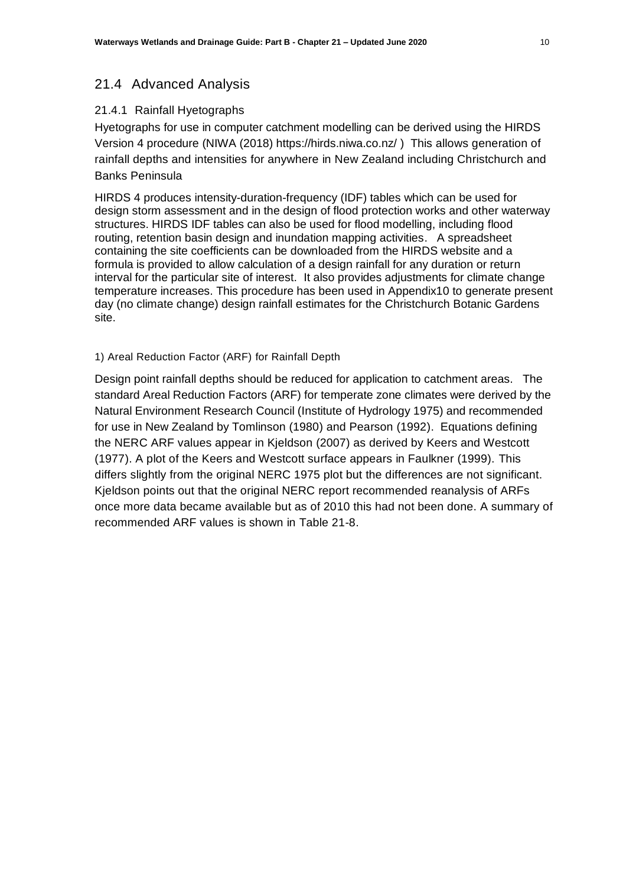## 21.4 Advanced Analysis

### 21.4.1 Rainfall Hyetographs

Hyetographs for use in computer catchment modelling can be derived using the HIRDS Version 4 procedure (NIWA (2018) https://hirds.niwa.co.nz/ ) This allows generation of rainfall depths and intensities for anywhere in New Zealand including Christchurch and Banks Peninsula

HIRDS 4 produces intensity-duration-frequency (IDF) tables which can be used for design storm assessment and in the design of flood protection works and other waterway structures. HIRDS IDF tables can also be used for flood modelling, including flood routing, retention basin design and inundation mapping activities. A spreadsheet containing the site coefficients can be downloaded from the HIRDS website and a formula is provided to allow calculation of a design rainfall for any duration or return interval for the particular site of interest. It also provides adjustments for climate change temperature increases. This procedure has been used in Appendix10 to generate present day (no climate change) design rainfall estimates for the Christchurch Botanic Gardens site.

#### 1) Areal Reduction Factor (ARF) for Rainfall Depth

Design point rainfall depths should be reduced for application to catchment areas. The standard Areal Reduction Factors (ARF) for temperate zone climates were derived by the Natural Environment Research Council (Institute of Hydrology 1975) and recommended for use in New Zealand by Tomlinson (1980) and Pearson (1992). Equations defining the NERC ARF values appear in Kjeldson (2007) as derived by Keers and Westcott (1977). A plot of the Keers and Westcott surface appears in Faulkner (1999). This differs slightly from the original NERC 1975 plot but the differences are not significant. Kjeldson points out that the original NERC report recommended reanalysis of ARFs once more data became available but as of 2010 this had not been done. A summary of recommended ARF values is shown in Table 21-8.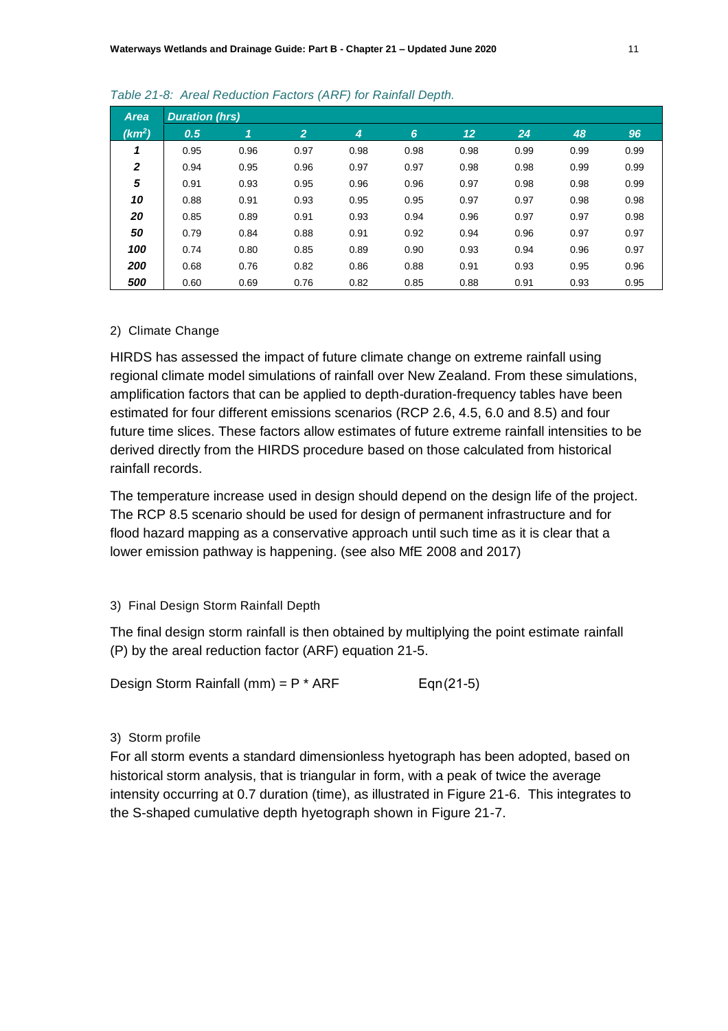*Table 21-8: Areal Reduction Factors (ARF) for Rainfall Depth.*

| Area | Duration (hrs) | | | | | | | | |
|---|---|---|---|---|---|---|---|---|---|
| ($km^2$) | 0.5 | 1 | 2 | 4 | 6 | 12 | 24 | 48 | 96 |
| 1 | 0.95 | 0.96 | 0.97 | 0.98 | 0.98 | 0.98 | 0.99 | 0.99 | 0.99 |
| 2 | 0.94 | 0.95 | 0.96 | 0.97 | 0.97 | 0.98 | 0.98 | 0.99 | 0.99 |
| 5 | 0.91 | 0.93 | 0.95 | 0.96 | 0.96 | 0.97 | 0.98 | 0.98 | 0.99 |
| 10 | 0.88 | 0.91 | 0.93 | 0.95 | 0.95 | 0.97 | 0.97 | 0.98 | 0.98 |
| 20 | 0.85 | 0.89 | 0.91 | 0.93 | 0.94 | 0.96 | 0.97 | 0.97 | 0.98 |
| 50 | 0.79 | 0.84 | 0.88 | 0.91 | 0.92 | 0.94 | 0.96 | 0.97 | 0.97 |
| 100 | 0.74 | 0.80 | 0.85 | 0.89 | 0.90 | 0.93 | 0.94 | 0.96 | 0.97 |
| 200 | 0.68 | 0.76 | 0.82 | 0.86 | 0.88 | 0.91 | 0.93 | 0.95 | 0.96 |
| 500 | 0.60 | 0.69 | 0.76 | 0.82 | 0.85 | 0.88 | 0.91 | 0.93 | 0.95 |

2) Climate Change

HIRDS has assessed the impact of future climate change on extreme rainfall using regional climate model simulations of rainfall over New Zealand. From these simulations, amplification factors that can be applied to depth-duration-frequency tables have been estimated for four different emissions scenarios (RCP 2.6, 4.5, 6.0 and 8.5) and four future time slices. These factors allow estimates of future extreme rainfall intensities to be derived directly from the HIRDS procedure based on those calculated from historical rainfall records.

The temperature increase used in design should depend on the design life of the project. The RCP 8.5 scenario should be used for design of permanent infrastructure and for flood hazard mapping as a conservative approach until such time as it is clear that a lower emission pathway is happening. (see also MfE 2008 and 2017)

3) Final Design Storm Rainfall Depth

The final design storm rainfall is then obtained by multiplying the point estimate rainfall (P) by the areal reduction factor (ARF) equation 21-5.

$$\text{Design Storm Rainfall (mm)} = P * ARF \qquad \text{Eqn(21-5)}$$

3) Storm profile

For all storm events a standard dimensionless hyetograph has been adopted, based on historical storm analysis, that is triangular in form, with a peak of twice the average intensity occurring at 0.7 duration (time), as illustrated in Figure 21-6. This integrates to the S-shaped cumulative depth hyetograph shown in Figure 21-7.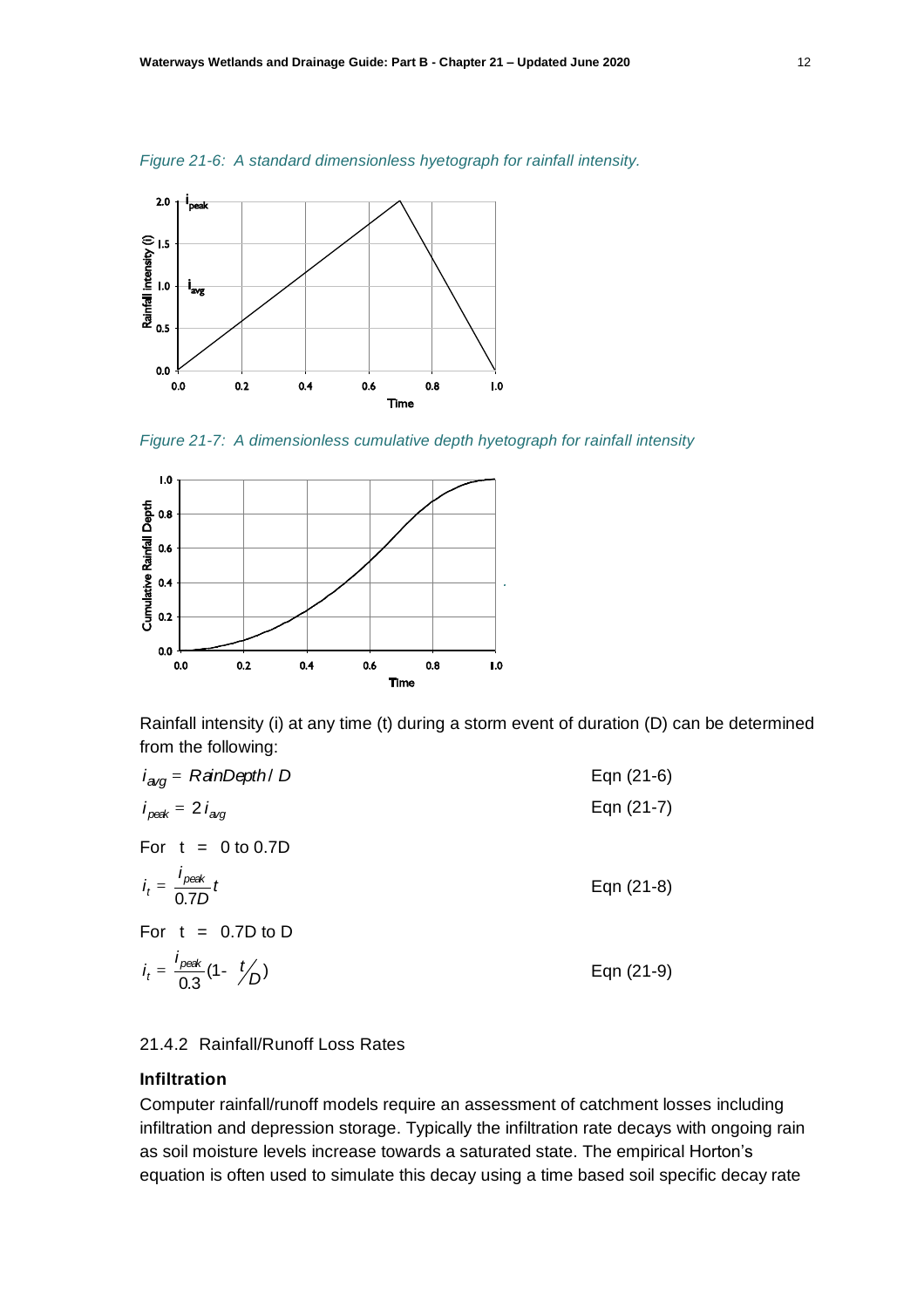*Figure 21-6: A standard dimensionless hyetograph for rainfall intensity.*

*Figure 21-7: A dimensionless cumulative depth hyetograph for rainfall intensity*

Rainfall intensity (i) at any time (t) during a storm event of duration (D) can be determined from the following:

$$i_{avg} = RainDepth / D \qquad \text{Eqn (21-6)}$$

$$i_{peak} = 2\, i_{avg} \qquad \text{Eqn (21-7)}$$

For t = 0 to 0.7D

$$i_t = \frac{i_{peak}}{0.7D} t \qquad \text{Eqn (21-8)}$$

For t = 0.7D to D

$$i_t = \frac{i_{peak}}{0.3} (1 - {}^{t}\!/_{D}) \qquad \text{Eqn (21-9)}$$

### 21.4.2 Rainfall/Runoff Loss Rates

**Infiltration**

Computer rainfall/runoff models require an assessment of catchment losses including infiltration and depression storage. Typically the infiltration rate decays with ongoing rain as soil moisture levels increase towards a saturated state. The empirical Horton's equation is often used to simulate this decay using a time based soil specific decay rate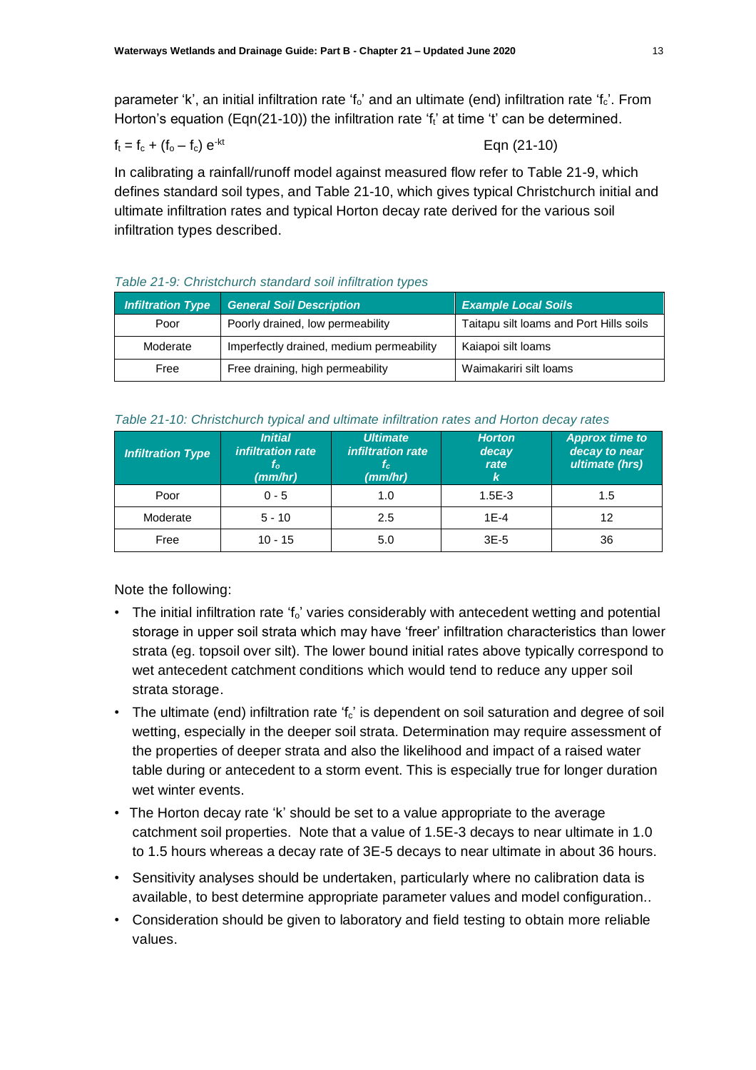parameter 'k', an initial infiltration rate '$f_o$' and an ultimate (end) infiltration rate '$f_c$'. From Horton's equation (Eqn(21-10)) the infiltration rate '$f_t$' at time 't' can be determined.

$$f_t = f_c + (f_o - f_c)\, e^{-kt} \qquad \text{Eqn (21-10)}$$

In calibrating a rainfall/runoff model against measured flow refer to Table 21-9, which defines standard soil types, and Table 21-10, which gives typical Christchurch initial and ultimate infiltration rates and typical Horton decay rate derived for the various soil infiltration types described.

*Table 21-9: Christchurch standard soil infiltration types*

| Infiltration Type | General Soil Description | Example Local Soils |
|---|---|---|
| Poor | Poorly drained, low permeability | Taitapu silt loams and Port Hills soils |
| Moderate | Imperfectly drained, medium permeability | Kaiapoi silt loams |
| Free | Free draining, high permeability | Waimakariri silt loams |

*Table 21-10: Christchurch typical and ultimate infiltration rates and Horton decay rates*

| Infiltration Type | Initial infiltration rate $f_o$ (mm/hr) | Ultimate infiltration rate $f_c$ (mm/hr) | Horton decay rate $k$ | Approx time to decay to near ultimate (hrs) |
|---|---|---|---|---|
| Poor | 0 - 5 | 1.0 | 1.5E-3 | 1.5 |
| Moderate | 5 - 10 | 2.5 | 1E-4 | 12 |
| Free | 10 - 15 | 5.0 | 3E-5 | 36 |

Note the following:

- The initial infiltration rate '$f_o$' varies considerably with antecedent wetting and potential storage in upper soil strata which may have 'freer' infiltration characteristics than lower strata (eg. topsoil over silt). The lower bound initial rates above typically correspond to wet antecedent catchment conditions which would tend to reduce any upper soil strata storage.
- The ultimate (end) infiltration rate '$f_c$' is dependent on soil saturation and degree of soil wetting, especially in the deeper soil strata. Determination may require assessment of the properties of deeper strata and also the likelihood and impact of a raised water table during or antecedent to a storm event. This is especially true for longer duration wet winter events.
- The Horton decay rate 'k' should be set to a value appropriate to the average catchment soil properties. Note that a value of 1.5E-3 decays to near ultimate in 1.0 to 1.5 hours whereas a decay rate of 3E-5 decays to near ultimate in about 36 hours.
- Sensitivity analyses should be undertaken, particularly where no calibration data is available, to best determine appropriate parameter values and model configuration..
- Consideration should be given to laboratory and field testing to obtain more reliable values.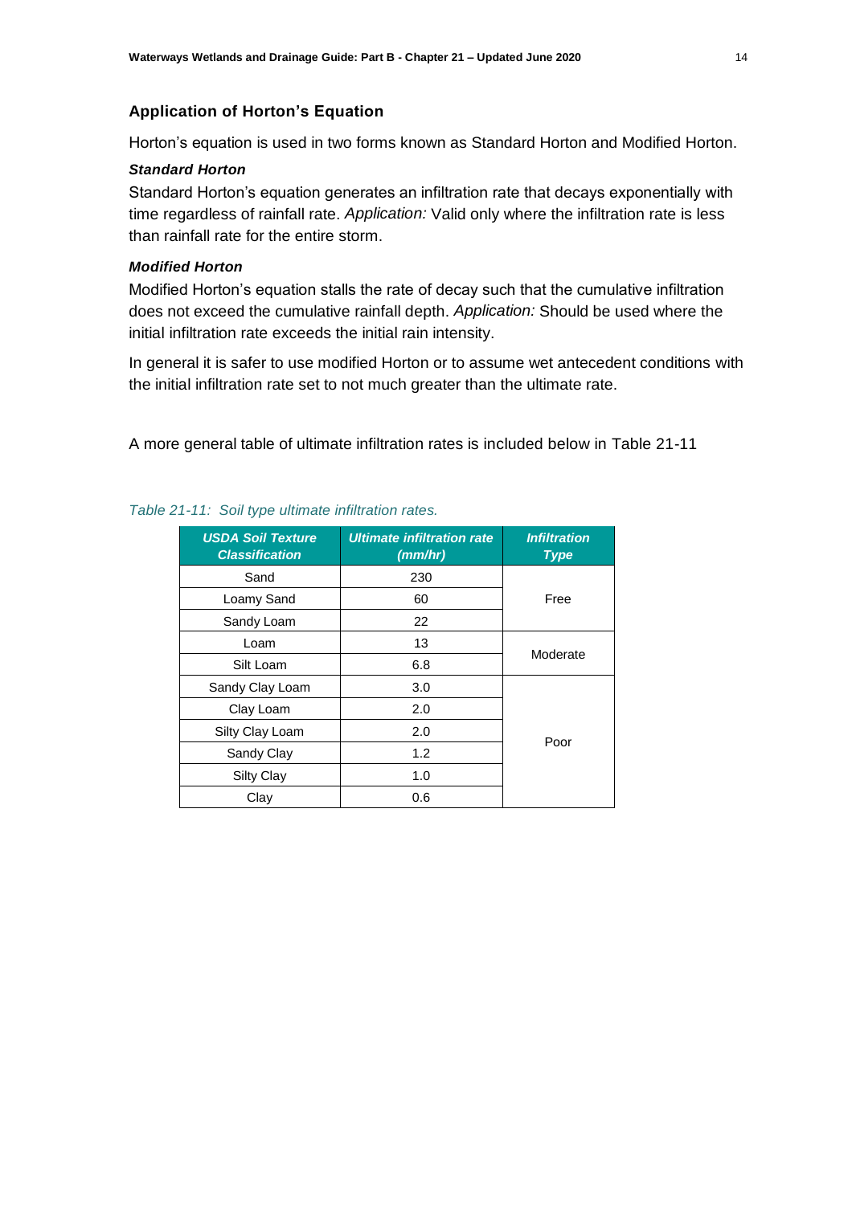### Application of Horton's Equation

Horton's equation is used in two forms known as Standard Horton and Modified Horton.

***Standard Horton***

Standard Horton's equation generates an infiltration rate that decays exponentially with time regardless of rainfall rate. *Application:* Valid only where the infiltration rate is less than rainfall rate for the entire storm.

***Modified Horton***

Modified Horton's equation stalls the rate of decay such that the cumulative infiltration does not exceed the cumulative rainfall depth. *Application:* Should be used where the initial infiltration rate exceeds the initial rain intensity.

In general it is safer to use modified Horton or to assume wet antecedent conditions with the initial infiltration rate set to not much greater than the ultimate rate.

A more general table of ultimate infiltration rates is included below in Table 21-11

*Table 21-11: Soil type ultimate infiltration rates.*

| USDA Soil Texture Classification | Ultimate infiltration rate (mm/hr) | Infiltration Type |
|---|---|---|
| Sand | 230 | Free |
| Loamy Sand | 60 | |
| Sandy Loam | 22 | |
| Loam | 13 | Moderate |
| Silt Loam | 6.8 | |
| Sandy Clay Loam | 3.0 | Poor |
| Clay Loam | 2.0 | |
| Silty Clay Loam | 2.0 | |
| Sandy Clay | 1.2 | |
| Silty Clay | 1.0 | |
| Clay | 0.6 | |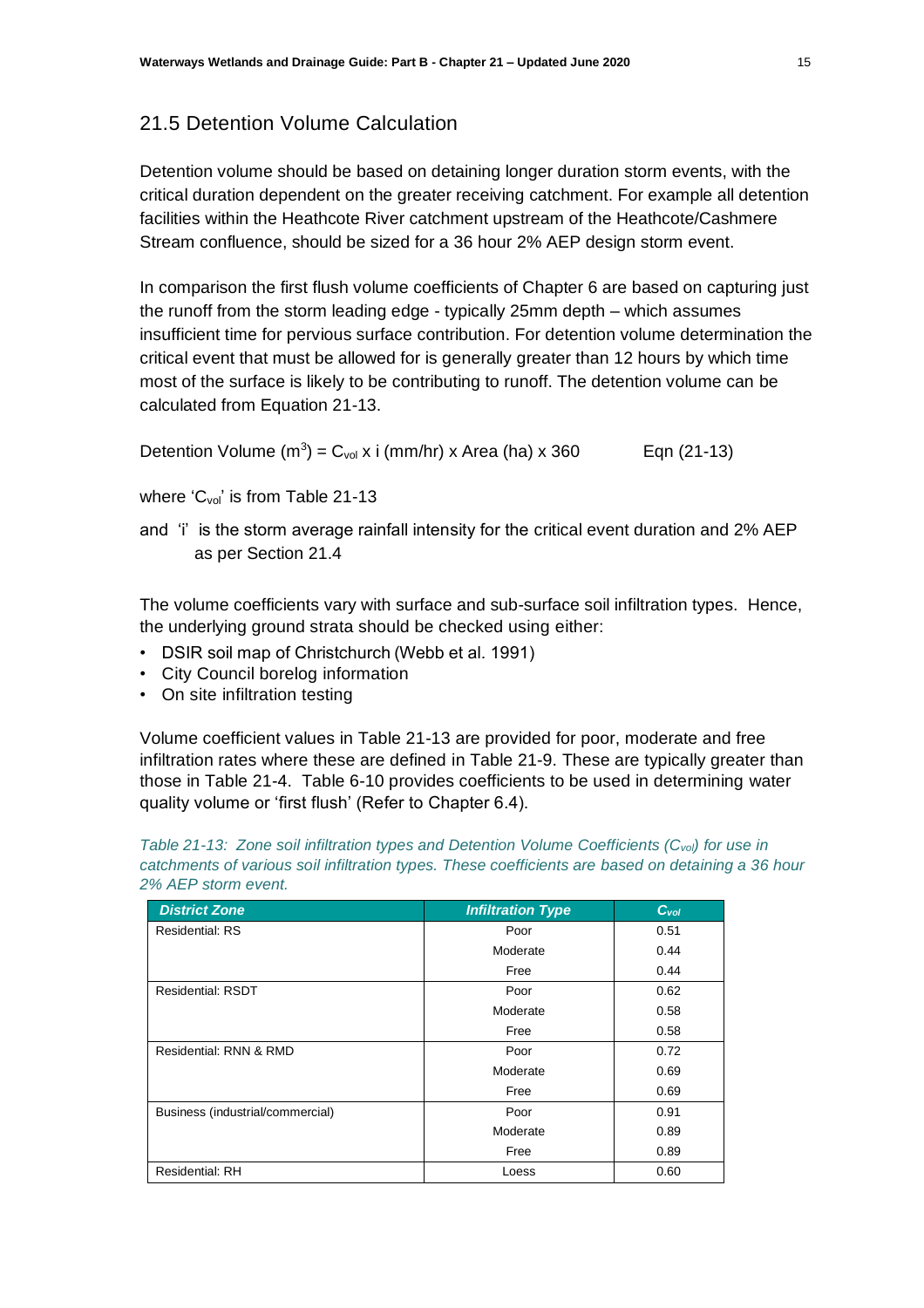## 21.5 Detention Volume Calculation

Detention volume should be based on detaining longer duration storm events, with the critical duration dependent on the greater receiving catchment. For example all detention facilities within the Heathcote River catchment upstream of the Heathcote/Cashmere Stream confluence, should be sized for a 36 hour 2% AEP design storm event.

In comparison the first flush volume coefficients of Chapter 6 are based on capturing just the runoff from the storm leading edge - typically 25mm depth – which assumes insufficient time for pervious surface contribution. For detention volume determination the critical event that must be allowed for is generally greater than 12 hours by which time most of the surface is likely to be contributing to runoff. The detention volume can be calculated from Equation 21-13.

$$\text{Detention Volume } (m^3) = C_{vol} \times i \text{ (mm/hr)} \times \text{Area (ha)} \times 360 \qquad \text{Eqn (21-13)}$$

where '$C_{vol}$' is from Table 21-13

and 'i' is the storm average rainfall intensity for the critical event duration and 2% AEP as per Section 21.4

The volume coefficients vary with surface and sub-surface soil infiltration types. Hence, the underlying ground strata should be checked using either:

- DSIR soil map of Christchurch (Webb et al. 1991)
- City Council borelog information
- On site infiltration testing

Volume coefficient values in Table 21-13 are provided for poor, moderate and free infiltration rates where these are defined in Table 21-9. These are typically greater than those in Table 21-4. Table 6-10 provides coefficients to be used in determining water quality volume or 'first flush' (Refer to Chapter 6.4).

*Table 21-13: Zone soil infiltration types and Detention Volume Coefficients ($C_{vol}$) for use in catchments of various soil infiltration types. These coefficients are based on detaining a 36 hour 2% AEP storm event.*

| District Zone | Infiltration Type | $C_{vol}$ |
|---|---|---|
| Residential: RS | Poor | 0.51 |
| | Moderate | 0.44 |
| | Free | 0.44 |
| Residential: RSDT | Poor | 0.62 |
| | Moderate | 0.58 |
| | Free | 0.58 |
| Residential: RNN & RMD | Poor | 0.72 |
| | Moderate | 0.69 |
| | Free | 0.69 |
| Business (industrial/commercial) | Poor | 0.91 |
| | Moderate | 0.89 |
| | Free | 0.89 |
| Residential: RH | Loess | 0.60 |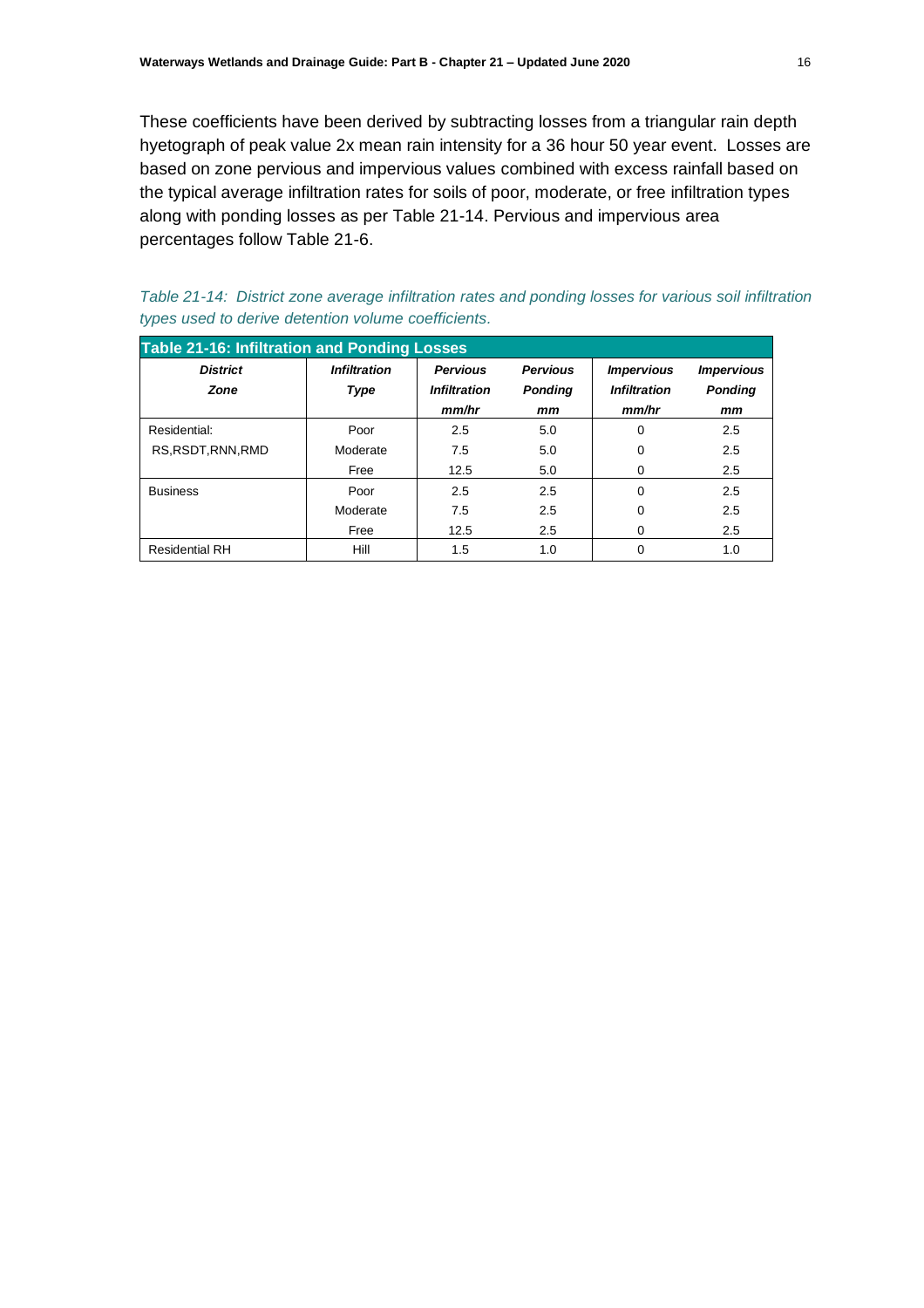These coefficients have been derived by subtracting losses from a triangular rain depth hyetograph of peak value 2x mean rain intensity for a 36 hour 50 year event. Losses are based on zone pervious and impervious values combined with excess rainfall based on the typical average infiltration rates for soils of poor, moderate, or free infiltration types along with ponding losses as per Table 21-14. Pervious and impervious area percentages follow Table 21-6.

*Table 21-14: District zone average infiltration rates and ponding losses for various soil infiltration types used to derive detention volume coefficients.*

**Table 21-16: Infiltration and Ponding Losses**

| ***District Zone*** | ***Infiltration Type*** | ***Pervious Infiltration mm/hr*** | ***Pervious Ponding mm*** | ***Impervious Infiltration mm/hr*** | ***Impervious Ponding mm*** |
|---|---|---|---|---|---|
| Residential: RS,RSDT,RNN,RMD | Poor | 2.5 | 5.0 | 0 | 2.5 |
| | Moderate | 7.5 | 5.0 | 0 | 2.5 |
| | Free | 12.5 | 5.0 | 0 | 2.5 |
| Business | Poor | 2.5 | 2.5 | 0 | 2.5 |
| | Moderate | 7.5 | 2.5 | 0 | 2.5 |
| | Free | 12.5 | 2.5 | 0 | 2.5 |
| Residential RH | Hill | 1.5 | 1.0 | 0 | 1.0 |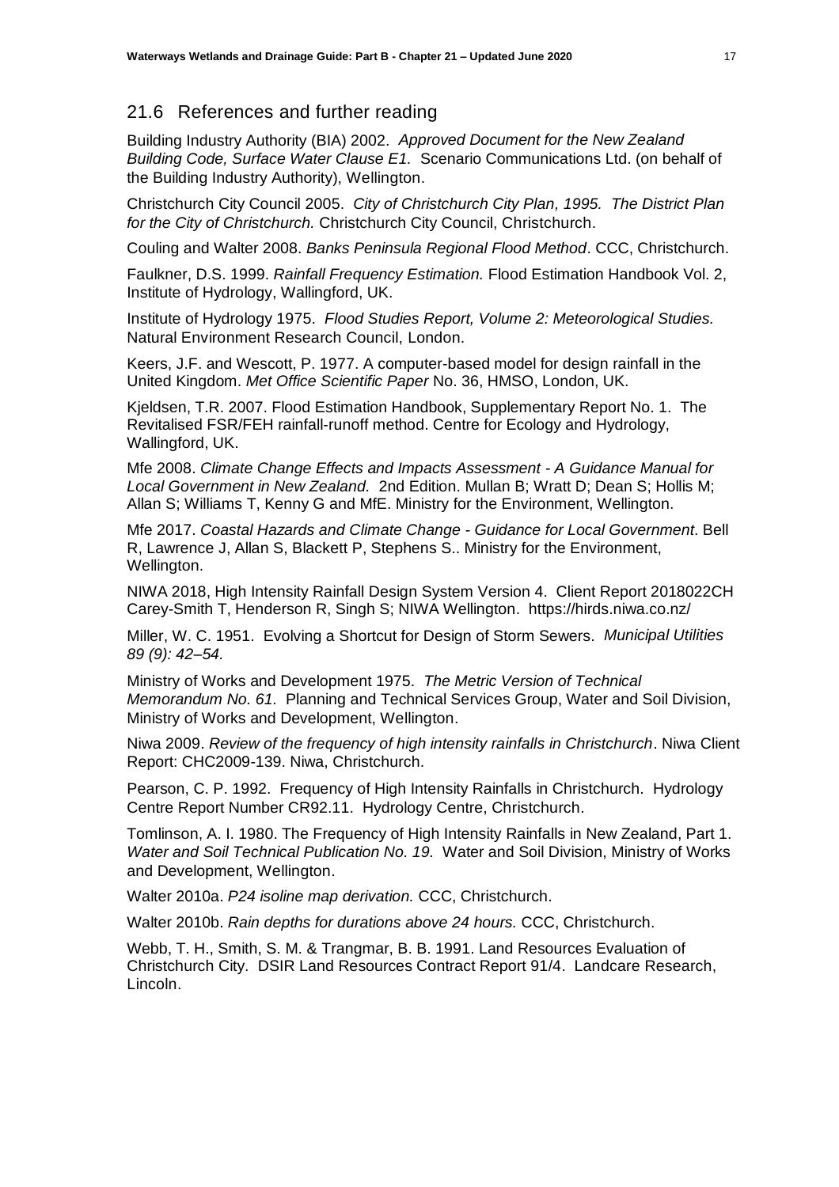## 21.6 References and further reading

Building Industry Authority (BIA) 2002. *Approved Document for the New Zealand Building Code, Surface Water Clause E1.* Scenario Communications Ltd. (on behalf of the Building Industry Authority), Wellington.

Christchurch City Council 2005. *City of Christchurch City Plan, 1995. The District Plan for the City of Christchurch.* Christchurch City Council, Christchurch.

Couling and Walter 2008. *Banks Peninsula Regional Flood Method*. CCC, Christchurch.

Faulkner, D.S. 1999. *Rainfall Frequency Estimation.* Flood Estimation Handbook Vol. 2, Institute of Hydrology, Wallingford, UK.

Institute of Hydrology 1975. *Flood Studies Report, Volume 2: Meteorological Studies.* Natural Environment Research Council, London.

Keers, J.F. and Wescott, P. 1977. A computer-based model for design rainfall in the United Kingdom. *Met Office Scientific Paper* No. 36, HMSO, London, UK.

Kjeldsen, T.R. 2007. Flood Estimation Handbook, Supplementary Report No. 1. The Revitalised FSR/FEH rainfall-runoff method. Centre for Ecology and Hydrology, Wallingford, UK.

Mfe 2008. *Climate Change Effects and Impacts Assessment - A Guidance Manual for Local Government in New Zealand.* 2nd Edition. Mullan B; Wratt D; Dean S; Hollis M; Allan S; Williams T, Kenny G and MfE. Ministry for the Environment, Wellington.

Mfe 2017. *Coastal Hazards and Climate Change - Guidance for Local Government*. Bell R, Lawrence J, Allan S, Blackett P, Stephens S.. Ministry for the Environment, Wellington.

NIWA 2018, High Intensity Rainfall Design System Version 4. Client Report 2018022CH Carey-Smith T, Henderson R, Singh S; NIWA Wellington. https://hirds.niwa.co.nz/

Miller, W. C. 1951. Evolving a Shortcut for Design of Storm Sewers. *Municipal Utilities 89 (9): 42–54.*

Ministry of Works and Development 1975. *The Metric Version of Technical Memorandum No. 61.* Planning and Technical Services Group, Water and Soil Division, Ministry of Works and Development, Wellington.

Niwa 2009. *Review of the frequency of high intensity rainfalls in Christchurch*. Niwa Client Report: CHC2009-139. Niwa, Christchurch.

Pearson, C. P. 1992. Frequency of High Intensity Rainfalls in Christchurch. Hydrology Centre Report Number CR92.11. Hydrology Centre, Christchurch.

Tomlinson, A. I. 1980. The Frequency of High Intensity Rainfalls in New Zealand, Part 1. *Water and Soil Technical Publication No. 19.* Water and Soil Division, Ministry of Works and Development, Wellington.

Walter 2010a. *P24 isoline map derivation.* CCC, Christchurch.

Walter 2010b. *Rain depths for durations above 24 hours.* CCC, Christchurch.

Webb, T. H., Smith, S. M. & Trangmar, B. B. 1991. Land Resources Evaluation of Christchurch City. DSIR Land Resources Contract Report 91/4. Landcare Research, Lincoln.